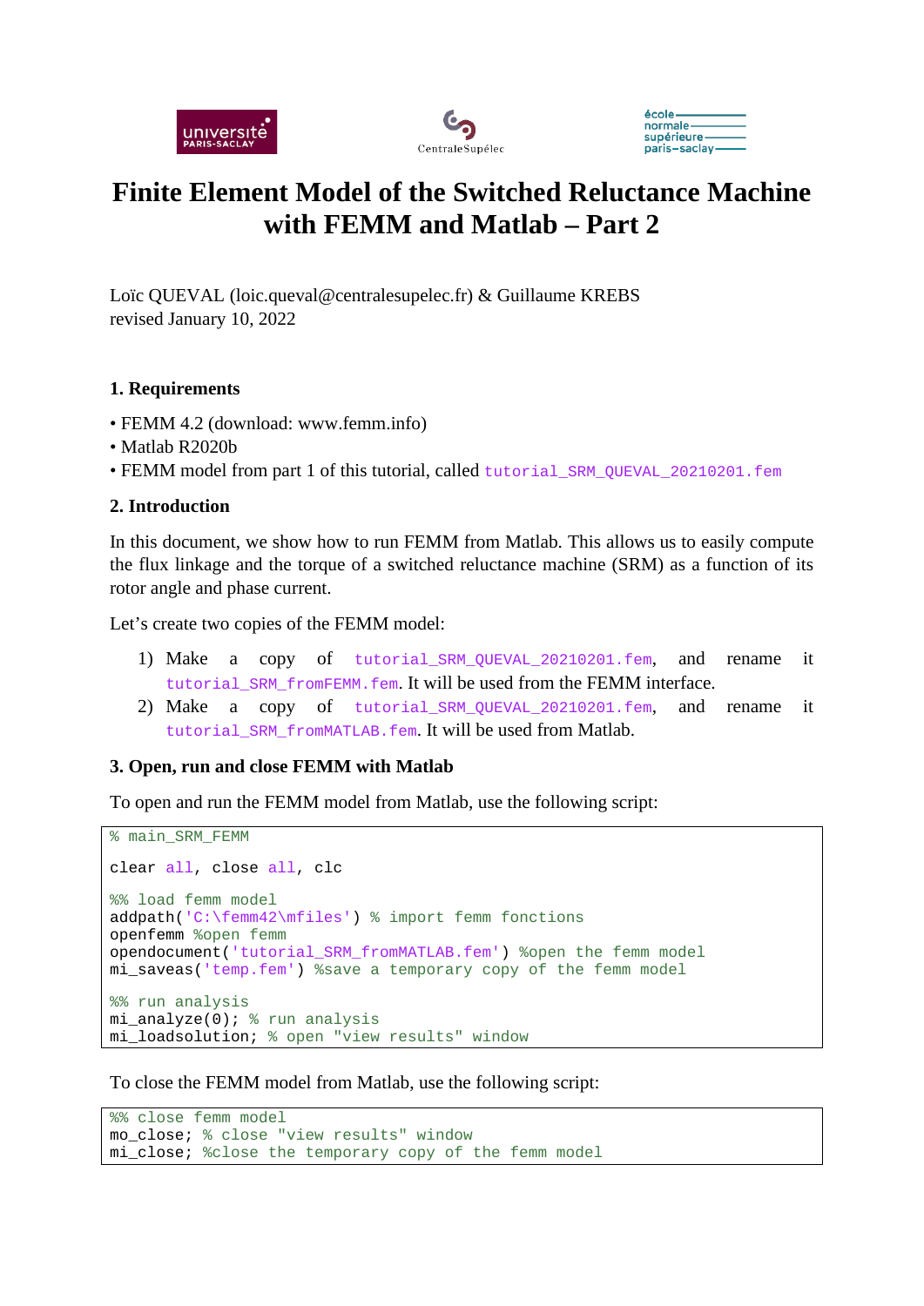# Finite Element Model of the Switched Reluctance Machine with FEMM and Matlab – Part 2

Loïc QUEVAL (loic.queval@centralesupelec.fr) & Guillaume KREBS
revised January 10, 2022

## 1. Requirements

- FEMM 4.2 (download: www.femm.info)
- Matlab R2020b
- FEMM model from part 1 of this tutorial, called `tutorial_SRM_QUEVAL_20210201.fem`

## 2. Introduction

In this document, we show how to run FEMM from Matlab. This allows us to easily compute the flux linkage and the torque of a switched reluctance machine (SRM) as a function of its rotor angle and phase current.

Let's create two copies of the FEMM model:

1) Make a copy of `tutorial_SRM_QUEVAL_20210201.fem`, and rename it `tutorial_SRM_fromFEMM.fem`. It will be used from the FEMM interface.
2) Make a copy of `tutorial_SRM_QUEVAL_20210201.fem`, and rename it `tutorial_SRM_fromMATLAB.fem`. It will be used from Matlab.

## 3. Open, run and close FEMM with Matlab

To open and run the FEMM model from Matlab, use the following script:

```
% main_SRM_FEMM

clear all, close all, clc

%% load femm model
addpath('C:\femm42\mfiles') % import femm fonctions
openfemm %open femm
opendocument('tutorial_SRM_fromMATLAB.fem') %open the femm model
mi_saveas('temp.fem') %save a temporary copy of the femm model

%% run analysis
mi_analyze(0); % run analysis
mi_loadsolution; % open "view results" window
```

To close the FEMM model from Matlab, use the following script:

```
%% close femm model
mo_close; % close "view results" window
mi_close; %close the temporary copy of the femm model
```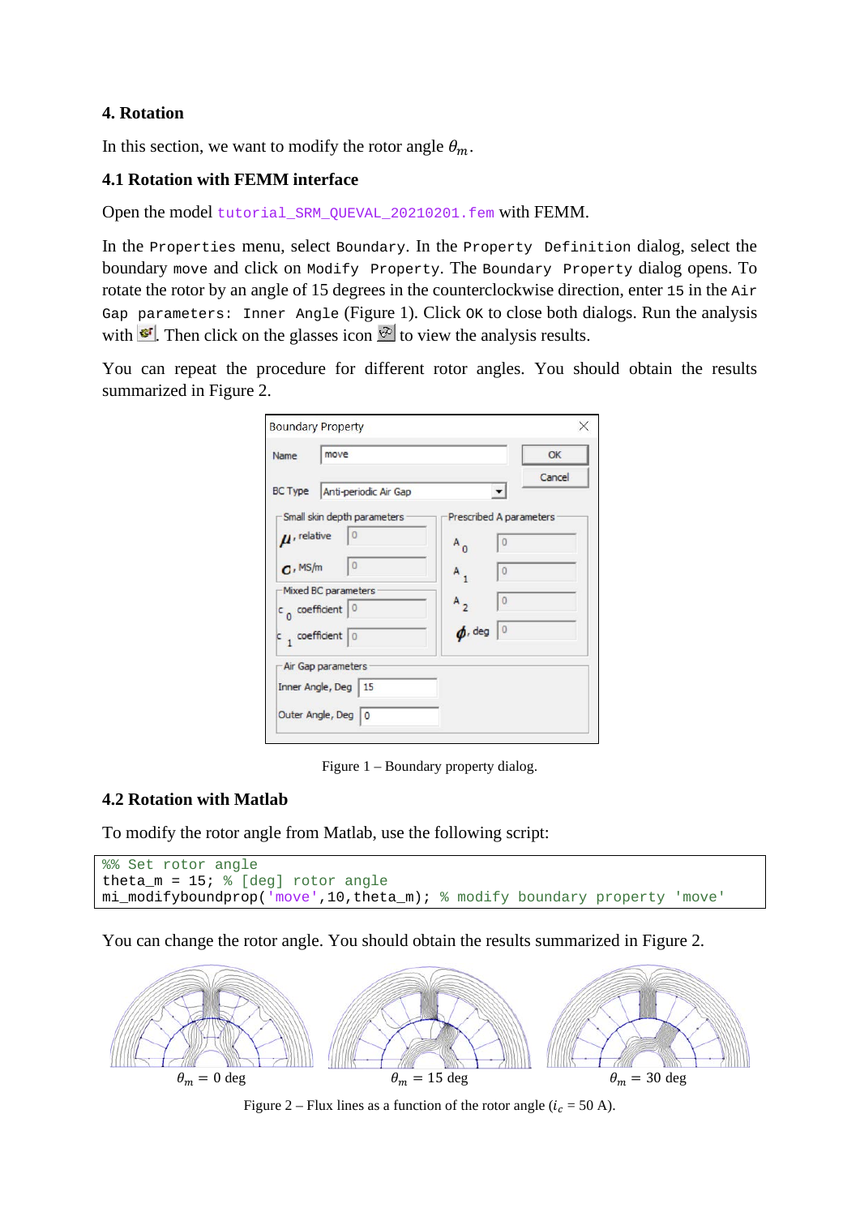### 4. Rotation

In this section, we want to modify the rotor angle $\theta_m$.

### 4.1 Rotation with FEMM interface

Open the model `tutorial_SRM_QUEVAL_20210201.fem` with FEMM.

In the `Properties` menu, select `Boundary`. In the `Property Definition` dialog, select the boundary `move` and click on `Modify Property`. The `Boundary Property` dialog opens. To rotate the rotor by an angle of 15 degrees in the counterclockwise direction, enter `15` in the `Air Gap parameters: Inner Angle` (Figure 1). Click `OK` to close both dialogs. Run the analysis with . Then click on the glasses icon to view the analysis results.

You can repeat the procedure for different rotor angles. You should obtain the results summarized in Figure 2.

Figure 1 – Boundary property dialog.

### 4.2 Rotation with Matlab

To modify the rotor angle from Matlab, use the following script:

```
%% Set rotor angle
theta_m = 15; % [deg] rotor angle
mi_modifyboundprop('move',10,theta_m); % modify boundary property 'move'
```

You can change the rotor angle. You should obtain the results summarized in Figure 2.

$\theta_m = 0$ deg $\theta_m = 15$ deg $\theta_m = 30$ deg

Figure 2 – Flux lines as a function of the rotor angle ($i_c = 50$ A).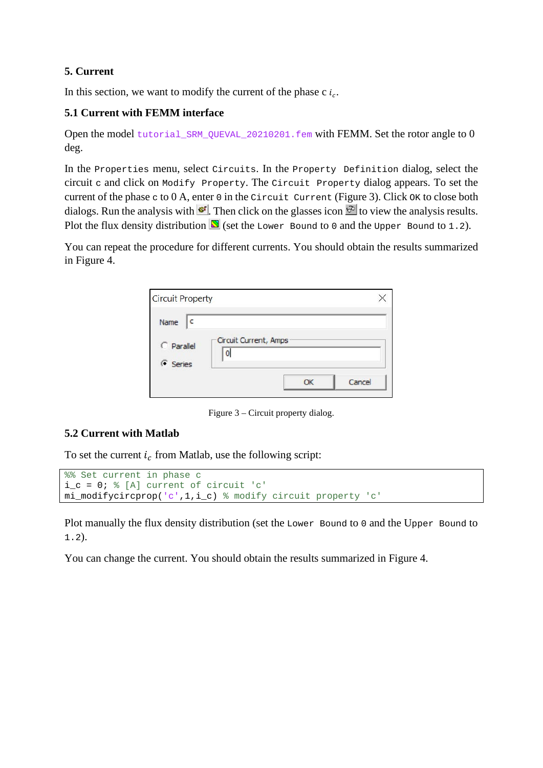## 5. Current

In this section, we want to modify the current of the phase c $i_c$.

### 5.1 Current with FEMM interface

Open the model `tutorial_SRM_QUEVAL_20210201.fem` with FEMM. Set the rotor angle to 0 deg.

In the `Properties` menu, select `Circuits`. In the `Property Definition` dialog, select the circuit `c` and click on `Modify Property`. The `Circuit Property` dialog appears. To set the current of the phase `c` to 0 A, enter `0` in the `Circuit Current` (Figure 3). Click `OK` to close both dialogs. Run the analysis with . Then click on the glasses icon  to view the analysis results. Plot the flux density distribution  (set the `Lower Bound` to `0` and the `Upper Bound` to `1.2`).

You can repeat the procedure for different currents. You should obtain the results summarized in Figure 4.

Figure 3 – Circuit property dialog.

### 5.2 Current with Matlab

To set the current $i_c$ from Matlab, use the following script:

```
%% Set current in phase c
i_c = 0; % [A] current of circuit 'c'
mi_modifycircprop('c',1,i_c) % modify circuit property 'c'
```

Plot manually the flux density distribution (set the `Lower Bound` to `0` and the `Upper Bound` to `1.2`).

You can change the current. You should obtain the results summarized in Figure 4.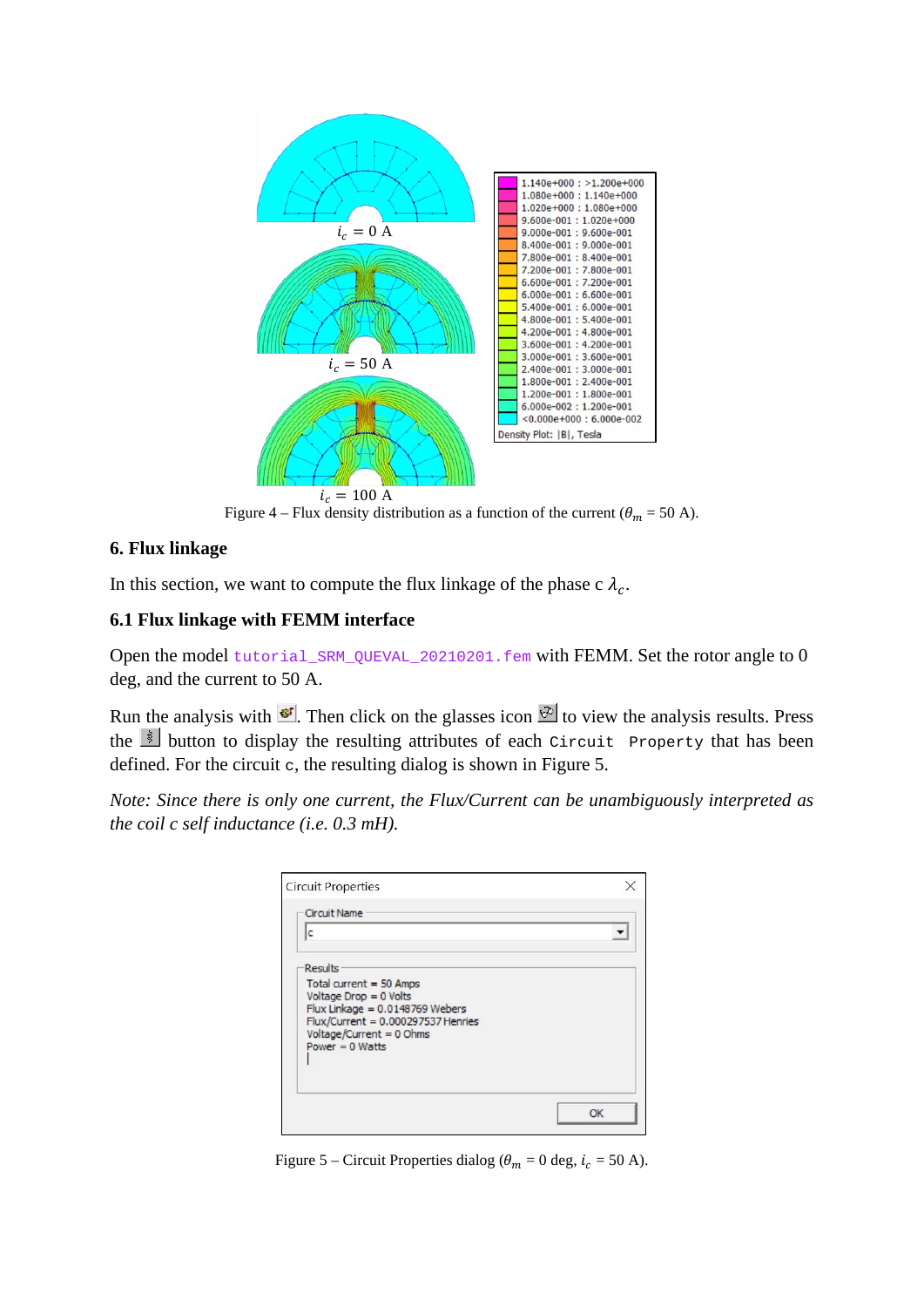$i_c = 0$ A

$i_c = 50$ A

$i_c = 100$ A

Figure 4 – Flux density distribution as a function of the current ($\theta_m = 50$ A).

### 6. Flux linkage

In this section, we want to compute the flux linkage of the phase c $\lambda_c$.

### 6.1 Flux linkage with FEMM interface

Open the model `tutorial_SRM_QUEVAL_20210201.fem` with FEMM. Set the rotor angle to 0 deg, and the current to 50 A.

Run the analysis with . Then click on the glasses icon  to view the analysis results. Press the  button to display the resulting attributes of each `Circuit Property` that has been defined. For the circuit `c`, the resulting dialog is shown in Figure 5.

*Note: Since there is only one current, the Flux/Current can be unambiguously interpreted as the coil c self inductance (i.e. 0.3 mH).*

Circuit Properties

Circuit Name: c

Results
Total current = 50 Amps
Voltage Drop = 0 Volts
Flux Linkage = 0.0148769 Webers
Flux/Current = 0.000297537 Henries
Voltage/Current = 0 Ohms
Power = 0 Watts

Figure 5 – Circuit Properties dialog ($\theta_m = 0$ deg, $i_c = 50$ A).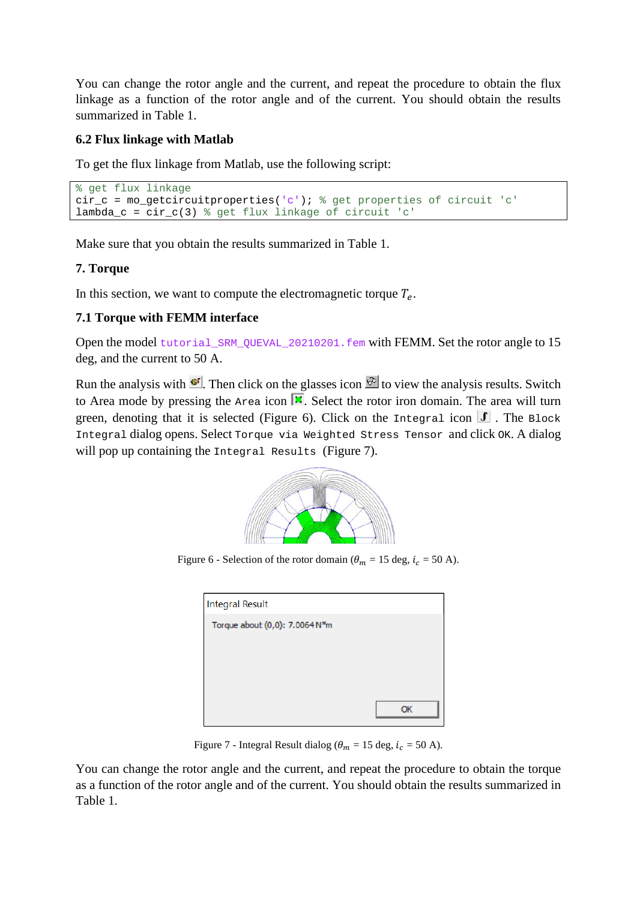You can change the rotor angle and the current, and repeat the procedure to obtain the flux linkage as a function of the rotor angle and of the current. You should obtain the results summarized in Table 1.

### 6.2 Flux linkage with Matlab

To get the flux linkage from Matlab, use the following script:

```
% get flux linkage
cir_c = mo_getcircuitproperties('c'); % get properties of circuit 'c'
lambda_c = cir_c(3) % get flux linkage of circuit 'c'
```

Make sure that you obtain the results summarized in Table 1.

## 7. Torque

In this section, we want to compute the electromagnetic torque $T_e$.

### 7.1 Torque with FEMM interface

Open the model `tutorial_SRM_QUEVAL_20210201.fem` with FEMM. Set the rotor angle to 15 deg, and the current to 50 A.

Run the analysis with the run icon. Then click on the glasses icon to view the analysis results. Switch to Area mode by pressing the `Area` icon. Select the rotor iron domain. The area will turn green, denoting that it is selected (Figure 6). Click on the `Integral` icon. The `Block Integral` dialog opens. Select `Torque via Weighted Stress Tensor` and click `OK`. A dialog will pop up containing the `Integral Results` (Figure 7).

Figure 6 - Selection of the rotor domain ($\theta_m$ = 15 deg, $i_c$ = 50 A).

Integral Result

Torque about (0,0): 7.0064 N*m

OK

Figure 7 - Integral Result dialog ($\theta_m$ = 15 deg, $i_c$ = 50 A).

You can change the rotor angle and the current, and repeat the procedure to obtain the torque as a function of the rotor angle and of the current. You should obtain the results summarized in Table 1.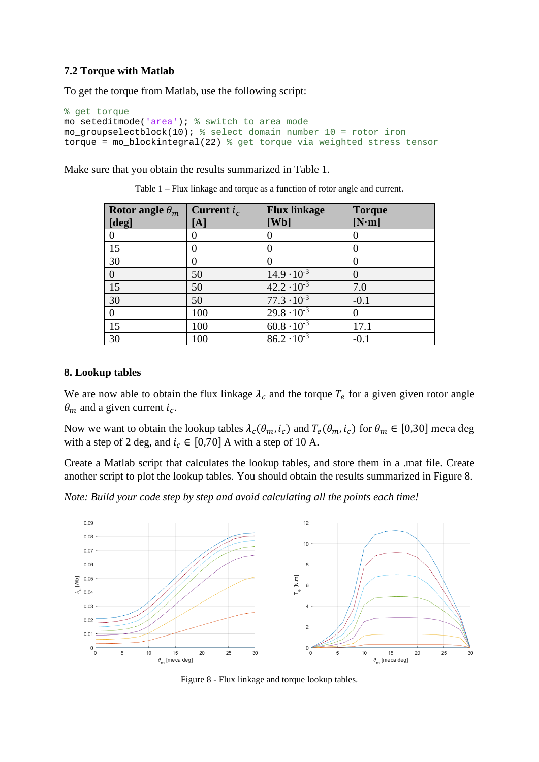### 7.2 Torque with Matlab

To get the torque from Matlab, use the following script:

```
% get torque
mo_seteditmode('area'); % switch to area mode
mo_groupselectblock(10); % select domain number 10 = rotor iron
torque = mo_blockintegral(22) % get torque via weighted stress tensor
```

Make sure that you obtain the results summarized in Table 1.

Table 1 – Flux linkage and torque as a function of rotor angle and current.

| Rotor angle $\theta_m$ [deg] | Current $i_c$ [A] | Flux linkage [Wb] | Torque [N·m] |
|---|---|---|---|
| 0 | 0 | 0 | 0 |
| 15 | 0 | 0 | 0 |
| 30 | 0 | 0 | 0 |
| 0 | 50 | $14.9 \cdot 10^{-3}$ | 0 |
| 15 | 50 | $42.2 \cdot 10^{-3}$ | 7.0 |
| 30 | 50 | $77.3 \cdot 10^{-3}$ | -0.1 |
| 0 | 100 | $29.8 \cdot 10^{-3}$ | 0 |
| 15 | 100 | $60.8 \cdot 10^{-3}$ | 17.1 |
| 30 | 100 | $86.2 \cdot 10^{-3}$ | -0.1 |

### 8. Lookup tables

We are now able to obtain the flux linkage $\lambda_c$ and the torque $T_e$ for a given given rotor angle $\theta_m$ and a given current $i_c$.

Now we want to obtain the lookup tables $\lambda_c(\theta_m, i_c)$ and $T_e(\theta_m, i_c)$ for $\theta_m \in [0,30]$ meca deg with a step of 2 deg, and $i_c \in [0,70]$ A with a step of 10 A.

Create a Matlab script that calculates the lookup tables, and store them in a .mat file. Create another script to plot the lookup tables. You should obtain the results summarized in Figure 8.

*Note: Build your code step by step and avoid calculating all the points each time!*

Figure 8 - Flux linkage and torque lookup tables.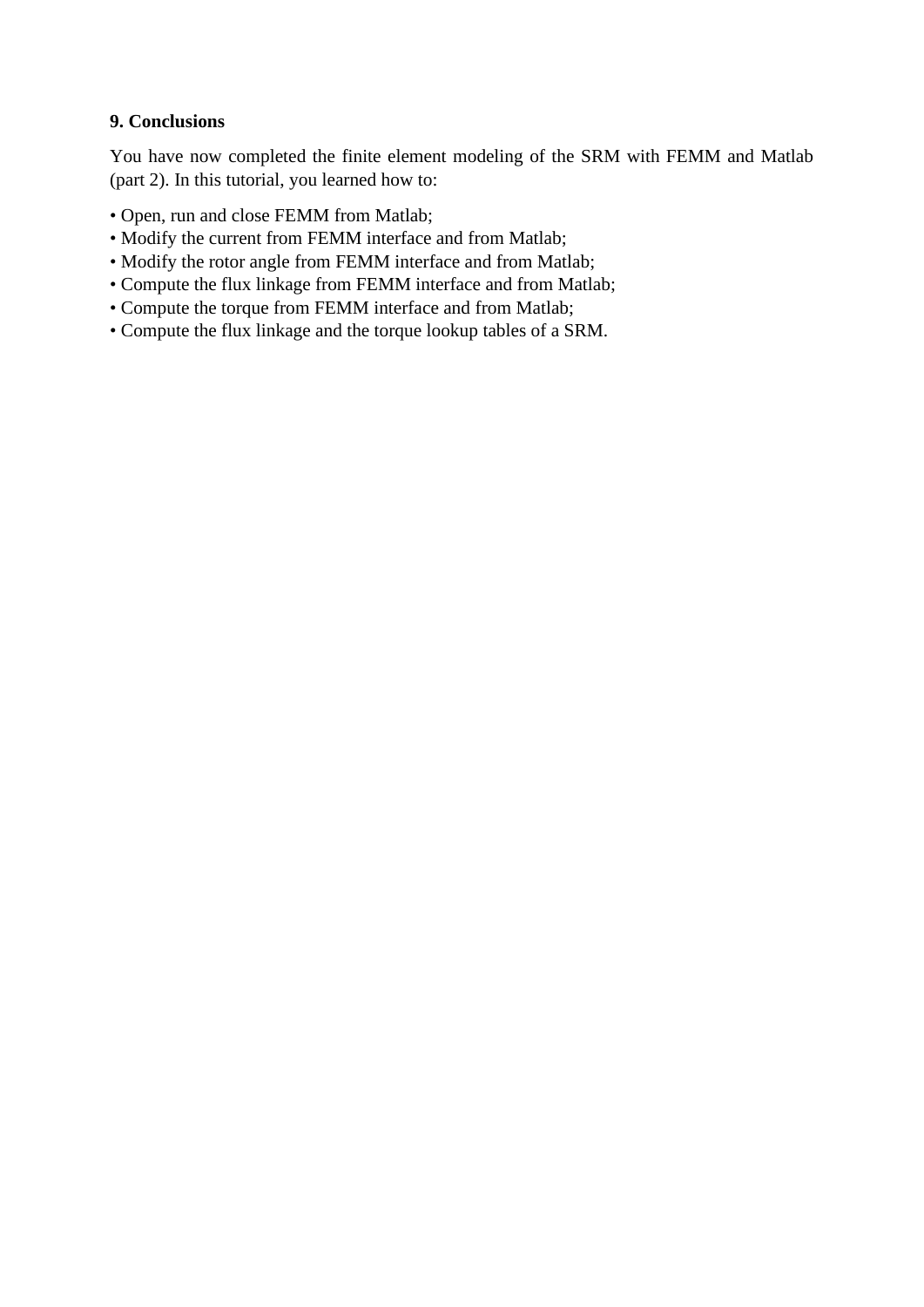## 9. Conclusions

You have now completed the finite element modeling of the SRM with FEMM and Matlab (part 2). In this tutorial, you learned how to:

- Open, run and close FEMM from Matlab;
- Modify the current from FEMM interface and from Matlab;
- Modify the rotor angle from FEMM interface and from Matlab;
- Compute the flux linkage from FEMM interface and from Matlab;
- Compute the torque from FEMM interface and from Matlab;
- Compute the flux linkage and the torque lookup tables of a SRM.